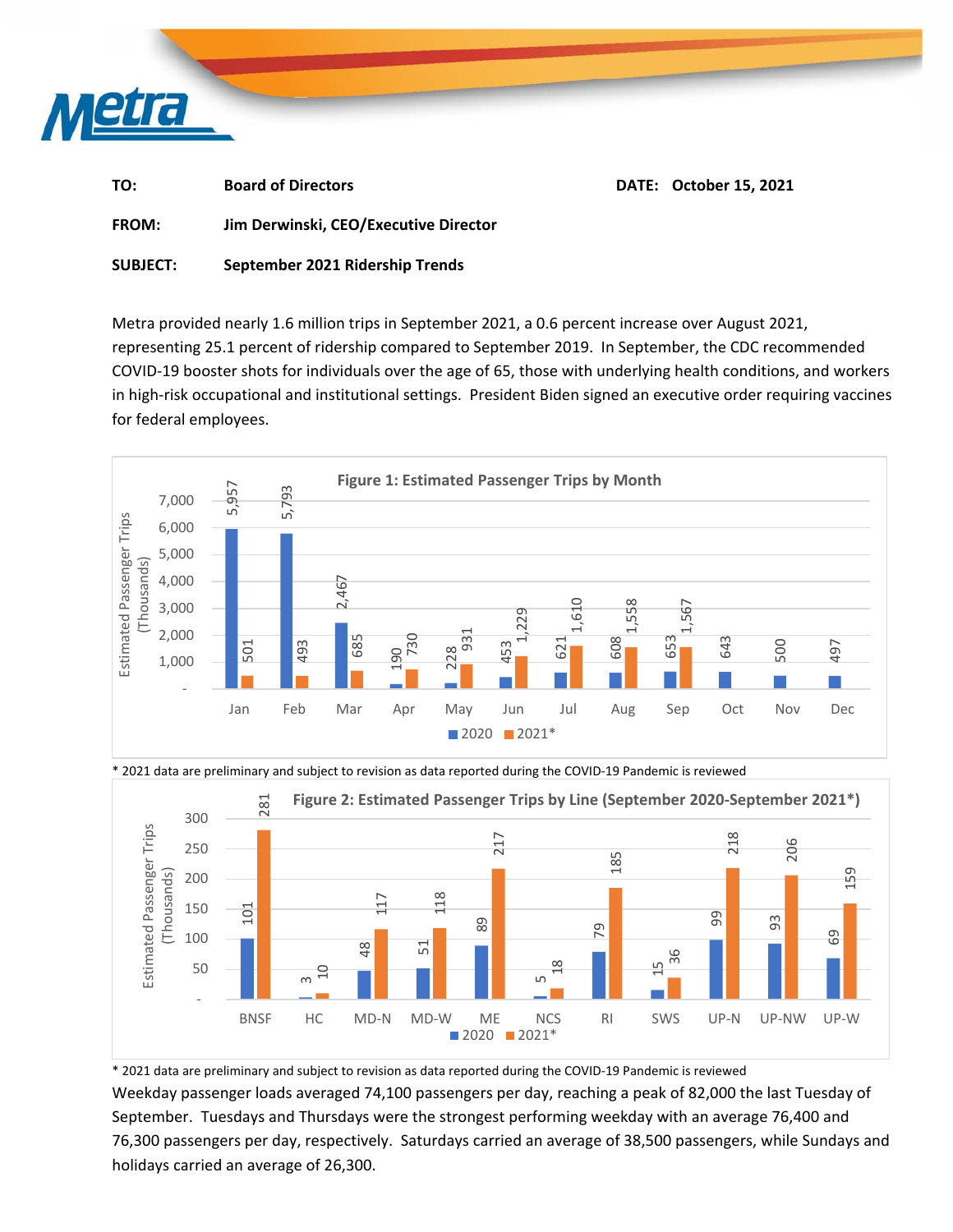**TO:** Board of Directors

**DATE:** October 15, 2021

**FROM:** Jim Derwinski, CEO/Executive Director

**SUBJECT:** September 2021 Ridership Trends

Metra provided nearly 1.6 million trips in September 2021, a 0.6 percent increase over August 2021, representing 25.1 percent of ridership compared to September 2019. In September, the CDC recommended COVID-19 booster shots for individuals over the age of 65, those with underlying health conditions, and workers in high-risk occupational and institutional settings. President Biden signed an executive order requiring vaccines for federal employees.

**Figure 1: Estimated Passenger Trips by Month**

Estimated Passenger Trips (Thousands)

| Month | 2020 | 2021* |
|---|---|---|
| Jan | 5,957 | 501 |
| Feb | 5,793 | 493 |
| Mar | 2,467 | 685 |
| Apr | 190 | 730 |
| May | 228 | 931 |
| Jun | 453 | 1,229 |
| Jul | 621 | 1,610 |
| Aug | 608 | 1,558 |
| Sep | 653 | 1,567 |
| Oct | 643 | |
| Nov | 500 | |
| Dec | 497 | |

\* 2021 data are preliminary and subject to revision as data reported during the COVID-19 Pandemic is reviewed

**Figure 2: Estimated Passenger Trips by Line (September 2020-September 2021*)**

Estimated Passenger Trips (Thousands)

| Line | 2020 | 2021* |
|---|---|---|
| BNSF | 101 | 281 |
| HC | 3 | 10 |
| MD-N | 48 | 117 |
| MD-W | 51 | 118 |
| ME | 89 | 217 |
| NCS | 5 | 18 |
| RI | 79 | 185 |
| SWS | 15 | 36 |
| UP-N | 99 | 218 |
| UP-NW | 93 | 206 |
| UP-W | 69 | 159 |

\* 2021 data are preliminary and subject to revision as data reported during the COVID-19 Pandemic is reviewed

Weekday passenger loads averaged 74,100 passengers per day, reaching a peak of 82,000 the last Tuesday of September. Tuesdays and Thursdays were the strongest performing weekday with an average 76,400 and 76,300 passengers per day, respectively. Saturdays carried an average of 38,500 passengers, while Sundays and holidays carried an average of 26,300.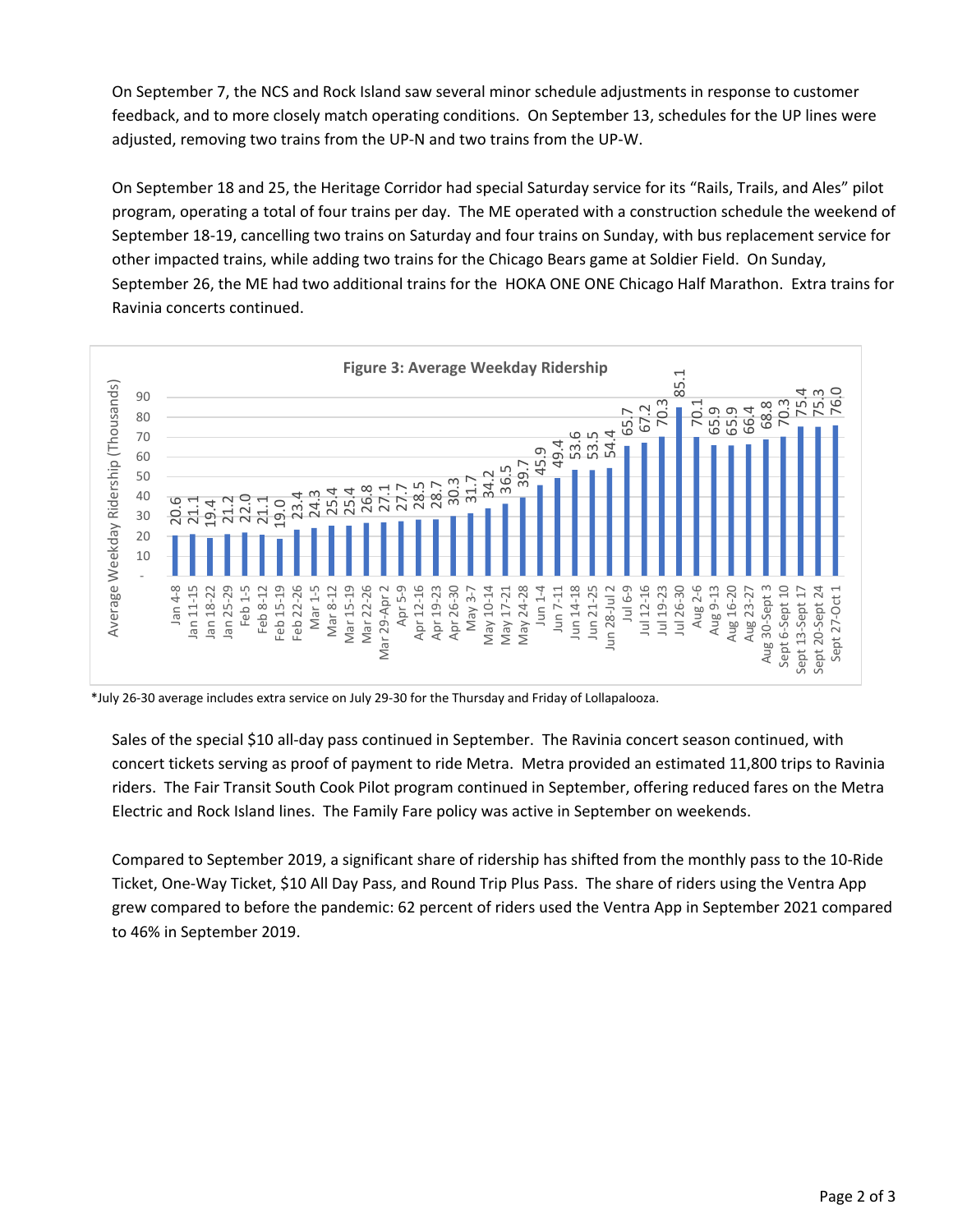On September 7, the NCS and Rock Island saw several minor schedule adjustments in response to customer feedback, and to more closely match operating conditions. On September 13, schedules for the UP lines were adjusted, removing two trains from the UP-N and two trains from the UP-W.

On September 18 and 25, the Heritage Corridor had special Saturday service for its "Rails, Trails, and Ales" pilot program, operating a total of four trains per day. The ME operated with a construction schedule the weekend of September 18-19, cancelling two trains on Saturday and four trains on Sunday, with bus replacement service for other impacted trains, while adding two trains for the Chicago Bears game at Soldier Field. On Sunday, September 26, the ME had two additional trains for the HOKA ONE ONE Chicago Half Marathon. Extra trains for Ravinia concerts continued.

**Figure 3: Average Weekday Ridership**

| Week | Average Weekday Ridership (Thousands) |
|---|---|
| Jan 4-8 | 20.6 |
| Jan 11-15 | 21.1 |
| Jan 18-22 | 19.4 |
| Jan 25-29 | 21.2 |
| Feb 1-5 | 22.0 |
| Feb 8-12 | 21.1 |
| Feb 15-19 | 19.0 |
| Feb 22-26 | 23.4 |
| Mar 1-5 | 24.3 |
| Mar 8-12 | 25.4 |
| Mar 15-19 | 25.4 |
| Mar 22-26 | 26.8 |
| Mar 29-Apr 2 | 27.1 |
| Apr 5-9 | 27.7 |
| Apr 12-16 | 28.5 |
| Apr 19-23 | 28.7 |
| Apr 26-30 | 30.3 |
| May 3-7 | 31.7 |
| May 10-14 | 34.2 |
| May 17-21 | 36.5 |
| May 24-28 | 39.7 |
| Jun 1-4 | 45.9 |
| Jun 7-11 | 49.4 |
| Jun 14-18 | 53.6 |
| Jun 21-25 | 53.5 |
| Jun 28-Jul 2 | 54.4 |
| Jul 6-9 | 65.7 |
| Jul 12-16 | 67.2 |
| Jul 19-23 | 70.3 |
| Jul 26-30 | 85.1 |
| Aug 2-6 | 70.1 |
| Aug 9-13 | 65.9 |
| Aug 16-20 | 65.9 |
| Aug 23-27 | 66.4 |
| Aug 30-Sept 3 | 68.8 |
| Sept 6-Sept 10 | 70.3 |
| Sept 13-Sept 17 | 75.4 |
| Sept 20-Sept 24 | 75.3 |
| Sept 27-Oct 1 | 76.0 |

*July 26-30 average includes extra service on July 29-30 for the Thursday and Friday of Lollapalooza.

Sales of the special $10 all-day pass continued in September. The Ravinia concert season continued, with concert tickets serving as proof of payment to ride Metra. Metra provided an estimated 11,800 trips to Ravinia riders. The Fair Transit South Cook Pilot program continued in September, offering reduced fares on the Metra Electric and Rock Island lines. The Family Fare policy was active in September on weekends.

Compared to September 2019, a significant share of ridership has shifted from the monthly pass to the 10-Ride Ticket, One-Way Ticket, $10 All Day Pass, and Round Trip Plus Pass. The share of riders using the Ventra App grew compared to before the pandemic: 62 percent of riders used the Ventra App in September 2021 compared to 46% in September 2019.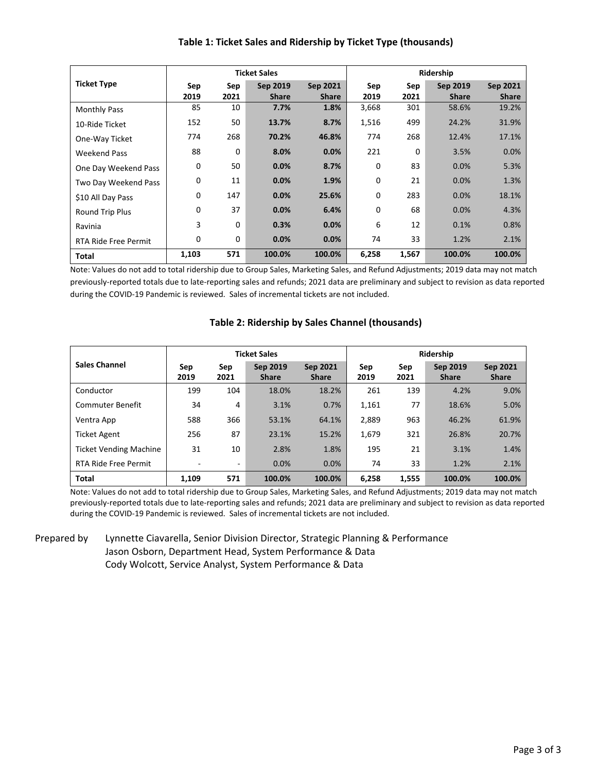### Table 1: Ticket Sales and Ridership by Ticket Type (thousands)

| Ticket Type | Ticket Sales | | | | Ridership | | | |
|---|---|---|---|---|---|---|---|---|
| | Sep 2019 | Sep 2021 | Sep 2019 Share | Sep 2021 Share | Sep 2019 | Sep 2021 | Sep 2019 Share | Sep 2021 Share |
| Monthly Pass | 85 | 10 | **7.7%** | **1.8%** | 3,668 | 301 | 58.6% | 19.2% |
| 10-Ride Ticket | 152 | 50 | **13.7%** | **8.7%** | 1,516 | 499 | 24.2% | 31.9% |
| One-Way Ticket | 774 | 268 | **70.2%** | **46.8%** | 774 | 268 | 12.4% | 17.1% |
| Weekend Pass | 88 | 0 | **8.0%** | **0.0%** | 221 | 0 | 3.5% | 0.0% |
| One Day Weekend Pass | 0 | 50 | **0.0%** | **8.7%** | 0 | 83 | 0.0% | 5.3% |
| Two Day Weekend Pass | 0 | 11 | **0.0%** | **1.9%** | 0 | 21 | 0.0% | 1.3% |
| $10 All Day Pass | 0 | 147 | **0.0%** | **25.6%** | 0 | 283 | 0.0% | 18.1% |
| Round Trip Plus | 0 | 37 | **0.0%** | **6.4%** | 0 | 68 | 0.0% | 4.3% |
| Ravinia | 3 | 0 | **0.3%** | **0.0%** | 6 | 12 | 0.1% | 0.8% |
| RTA Ride Free Permit | 0 | 0 | **0.0%** | **0.0%** | 74 | 33 | 1.2% | 2.1% |
| **Total** | **1,103** | **571** | **100.0%** | **100.0%** | **6,258** | **1,567** | **100.0%** | **100.0%** |

Note: Values do not add to total ridership due to Group Sales, Marketing Sales, and Refund Adjustments; 2019 data may not match previously-reported totals due to late-reporting sales and refunds; 2021 data are preliminary and subject to revision as data reported during the COVID-19 Pandemic is reviewed. Sales of incremental tickets are not included.

### Table 2: Ridership by Sales Channel (thousands)

| Sales Channel | Ticket Sales | | | | Ridership | | | |
|---|---|---|---|---|---|---|---|---|
| | Sep 2019 | Sep 2021 | Sep 2019 Share | Sep 2021 Share | Sep 2019 | Sep 2021 | Sep 2019 Share | Sep 2021 Share |
| Conductor | 199 | 104 | 18.0% | 18.2% | 261 | 139 | 4.2% | 9.0% |
| Commuter Benefit | 34 | 4 | 3.1% | 0.7% | 1,161 | 77 | 18.6% | 5.0% |
| Ventra App | 588 | 366 | 53.1% | 64.1% | 2,889 | 963 | 46.2% | 61.9% |
| Ticket Agent | 256 | 87 | 23.1% | 15.2% | 1,679 | 321 | 26.8% | 20.7% |
| Ticket Vending Machine | 31 | 10 | 2.8% | 1.8% | 195 | 21 | 3.1% | 1.4% |
| RTA Ride Free Permit | - | - | 0.0% | 0.0% | 74 | 33 | 1.2% | 2.1% |
| **Total** | **1,109** | **571** | **100.0%** | **100.0%** | **6,258** | **1,555** | **100.0%** | **100.0%** |

Note: Values do not add to total ridership due to Group Sales, Marketing Sales, and Refund Adjustments; 2019 data may not match previously-reported totals due to late-reporting sales and refunds; 2021 data are preliminary and subject to revision as data reported during the COVID-19 Pandemic is reviewed. Sales of incremental tickets are not included.

Prepared by
Lynnette Ciavarella, Senior Division Director, Strategic Planning & Performance
Jason Osborn, Department Head, System Performance & Data
Cody Wolcott, Service Analyst, System Performance & Data